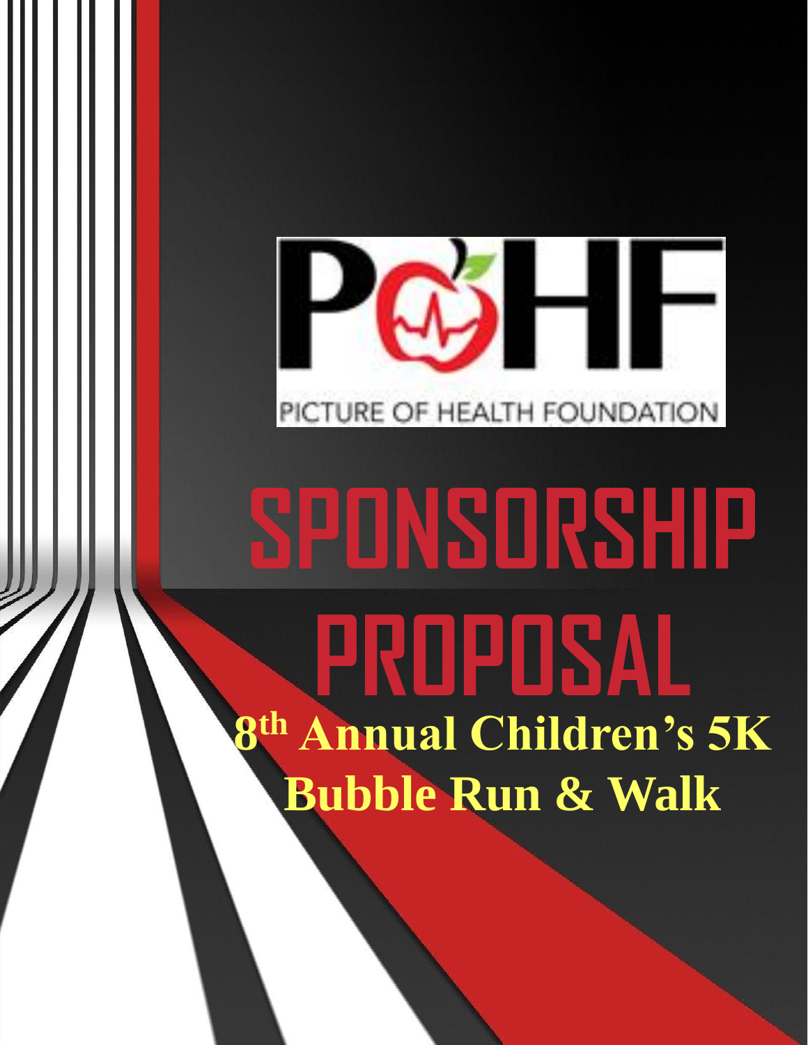PICTURE OF HEALTH FOUNDATION

# SPONSORSHIP PROPOSAL

## 8th Annual Children's 5K Bubble Run & Walk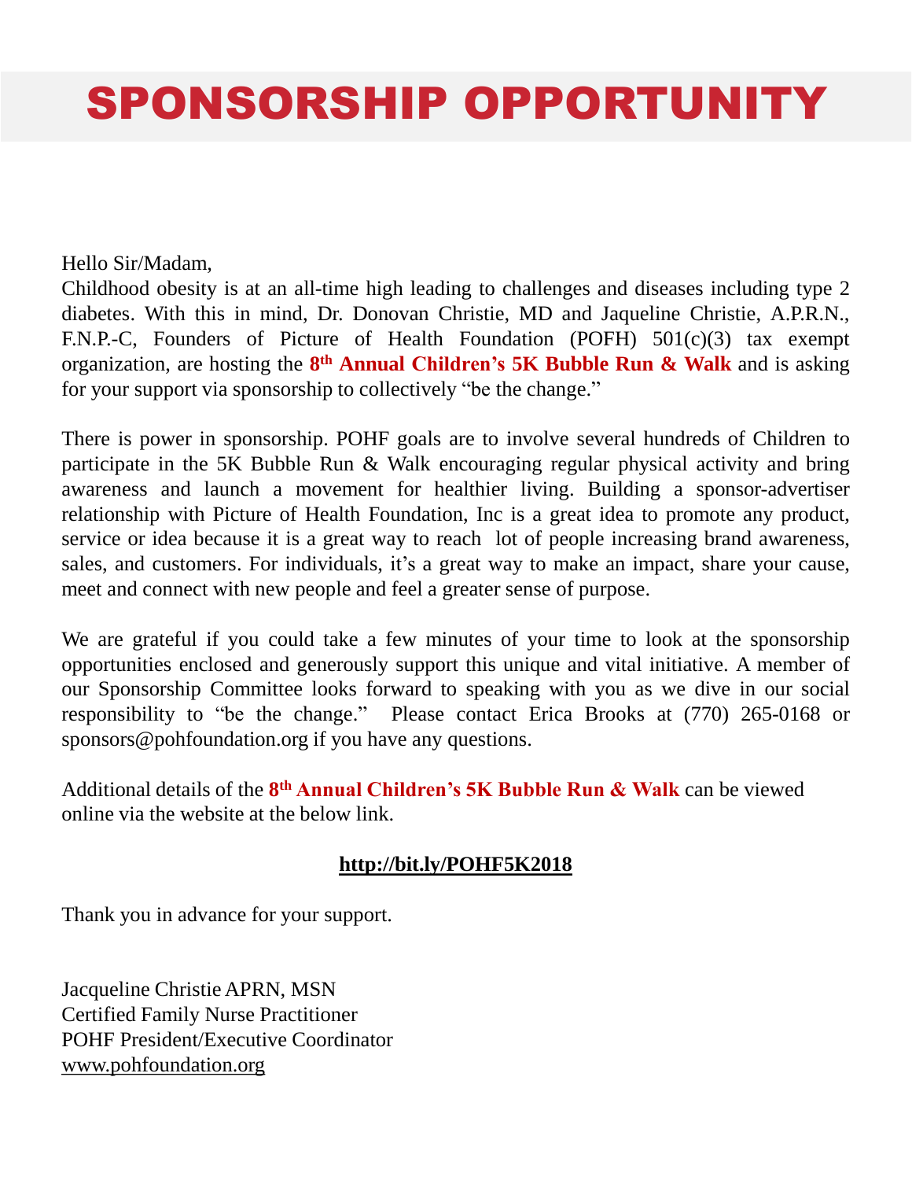# SPONSORSHIP OPPORTUNITY

Hello Sir/Madam,

Childhood obesity is at an all-time high leading to challenges and diseases including type 2 diabetes. With this in mind, Dr. Donovan Christie, MD and Jaqueline Christie, A.P.R.N., F.N.P.-C, Founders of Picture of Health Foundation (POFH) 501(c)(3) tax exempt organization, are hosting the **8th Annual Children's 5K Bubble Run & Walk** and is asking for your support via sponsorship to collectively "be the change."

There is power in sponsorship. POHF goals are to involve several hundreds of Children to participate in the 5K Bubble Run & Walk encouraging regular physical activity and bring awareness and launch a movement for healthier living. Building a sponsor-advertiser relationship with Picture of Health Foundation, Inc is a great idea to promote any product, service or idea because it is a great way to reach lot of people increasing brand awareness, sales, and customers. For individuals, it's a great way to make an impact, share your cause, meet and connect with new people and feel a greater sense of purpose.

We are grateful if you could take a few minutes of your time to look at the sponsorship opportunities enclosed and generously support this unique and vital initiative. A member of our Sponsorship Committee looks forward to speaking with you as we dive in our social responsibility to "be the change." Please contact Erica Brooks at (770) 265-0168 or sponsors@pohfoundation.org if you have any questions.

Additional details of the **8th Annual Children's 5K Bubble Run & Walk** can be viewed online via the website at the below link.

**http://bit.ly/POHF5K2018**

Thank you in advance for your support.

Jacqueline Christie APRN, MSN
Certified Family Nurse Practitioner
POHF President/Executive Coordinator
www.pohfoundation.org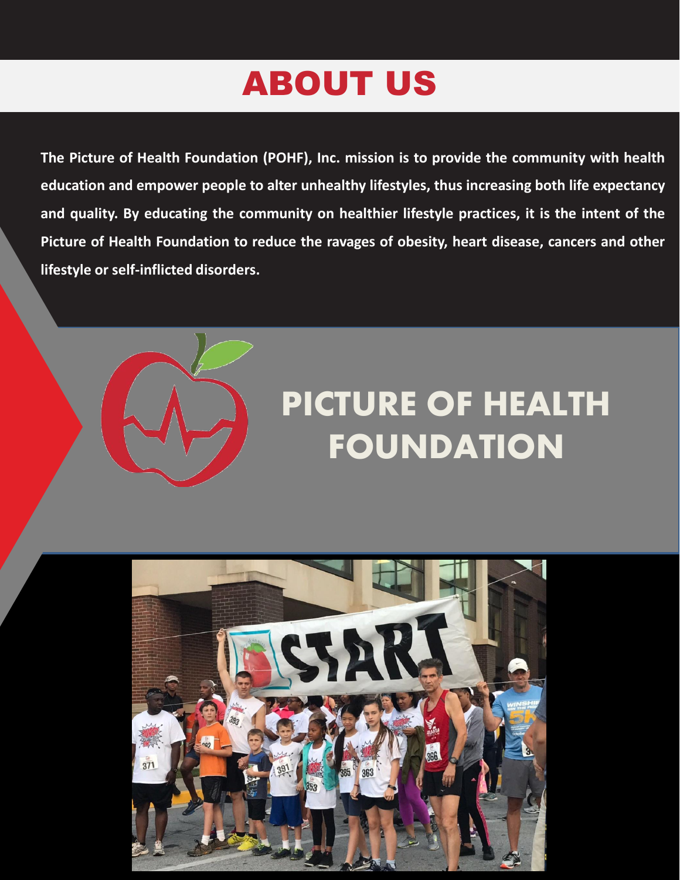# ABOUT US

**The Picture of Health Foundation (POHF), Inc. mission is to provide the community with health education and empower people to alter unhealthy lifestyles, thus increasing both life expectancy and quality. By educating the community on healthier lifestyle practices, it is the intent of the Picture of Health Foundation to reduce the ravages of obesity, heart disease, cancers and other lifestyle or self-inflicted disorders.**

## PICTURE OF HEALTH FOUNDATION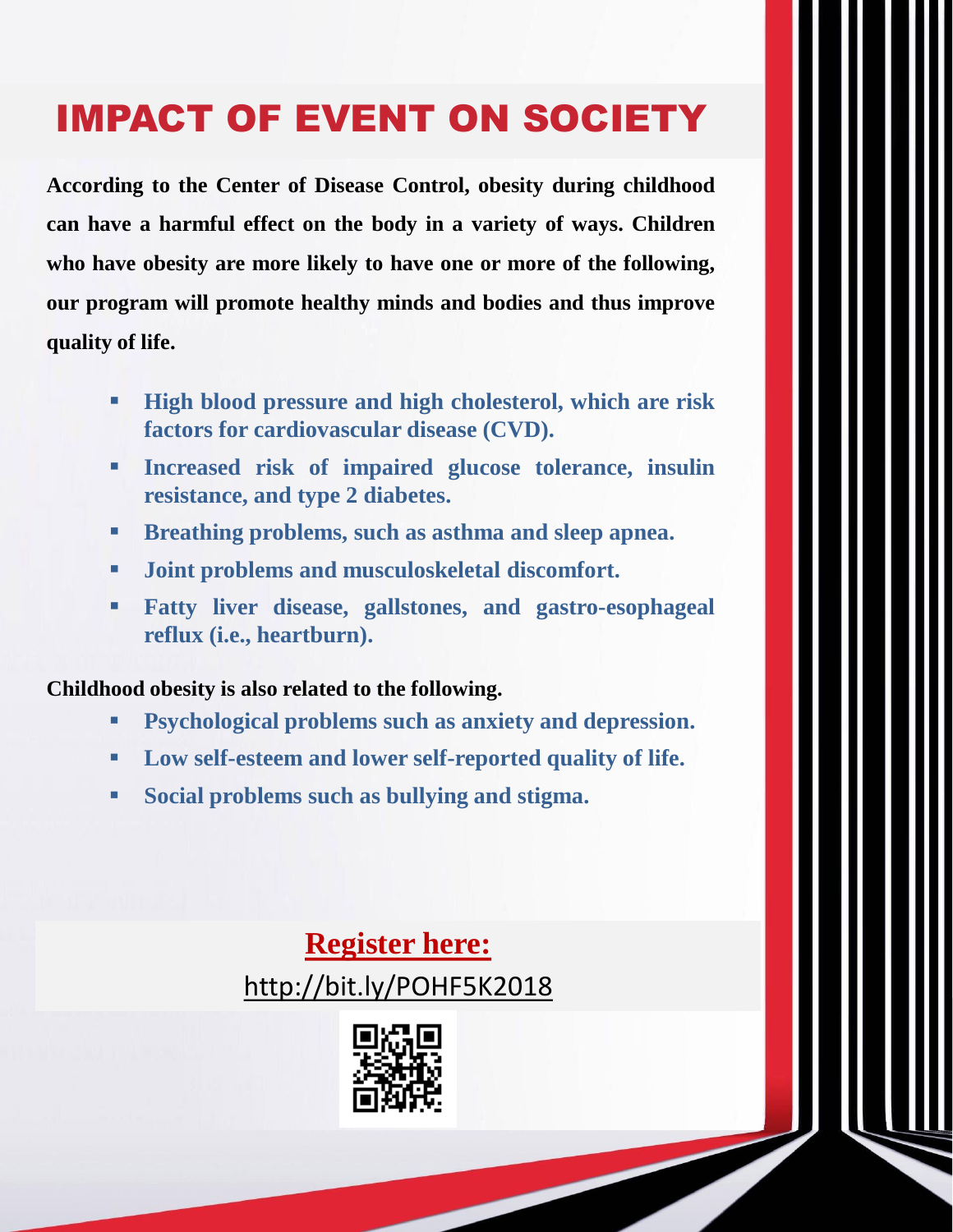# IMPACT OF EVENT ON SOCIETY

**According to the Center of Disease Control, obesity during childhood can have a harmful effect on the body in a variety of ways. Children who have obesity are more likely to have one or more of the following, our program will promote healthy minds and bodies and thus improve quality of life.**

- **High blood pressure and high cholesterol, which are risk factors for cardiovascular disease (CVD).**
- **Increased risk of impaired glucose tolerance, insulin resistance, and type 2 diabetes.**
- **Breathing problems, such as asthma and sleep apnea.**
- **Joint problems and musculoskeletal discomfort.**
- **Fatty liver disease, gallstones, and gastro-esophageal reflux (i.e., heartburn).**

**Childhood obesity is also related to the following.**

- **Psychological problems such as anxiety and depression.**
- **Low self-esteem and lower self-reported quality of life.**
- **Social problems such as bullying and stigma.**

**Register here:**

http://bit.ly/POHF5K2018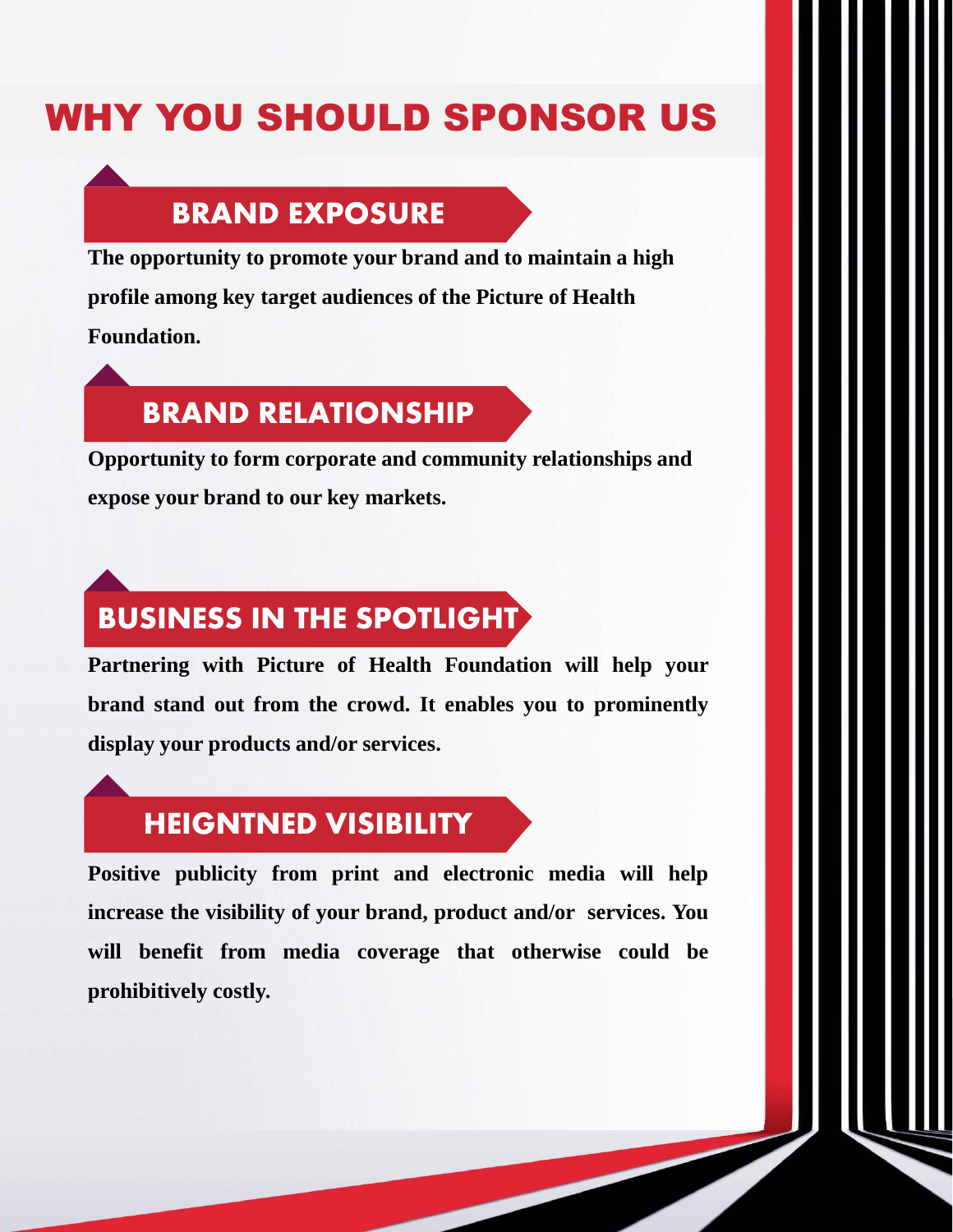# WHY YOU SHOULD SPONSOR US

## BRAND EXPOSURE

**The opportunity to promote your brand and to maintain a high profile among key target audiences of the Picture of Health Foundation.**

## BRAND RELATIONSHIP

**Opportunity to form corporate and community relationships and expose your brand to our key markets.**

## BUSINESS IN THE SPOTLIGHT

**Partnering with Picture of Health Foundation will help your brand stand out from the crowd. It enables you to prominently display your products and/or services.**

## HEIGNTNED VISIBILITY

**Positive publicity from print and electronic media will help increase the visibility of your brand, product and/or services. You will benefit from media coverage that otherwise could be prohibitively costly.**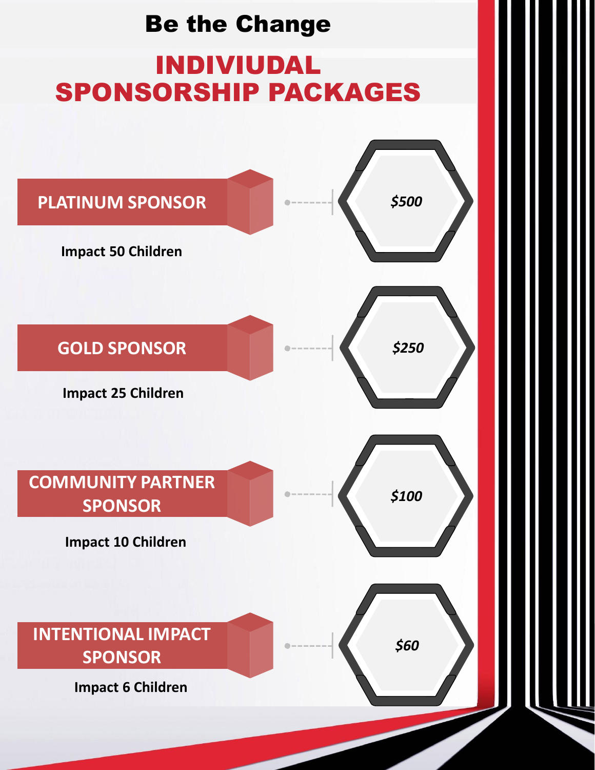# Be the Change

## INDIVIUDAL SPONSORSHIP PACKAGES

### PLATINUM SPONSOR

**Impact 50 Children**

***$500***

### GOLD SPONSOR

**Impact 25 Children**

***$250***

### COMMUNITY PARTNER SPONSOR

**Impact 10 Children**

***$100***

### INTENTIONAL IMPACT SPONSOR

**Impact 6 Children**

***$60***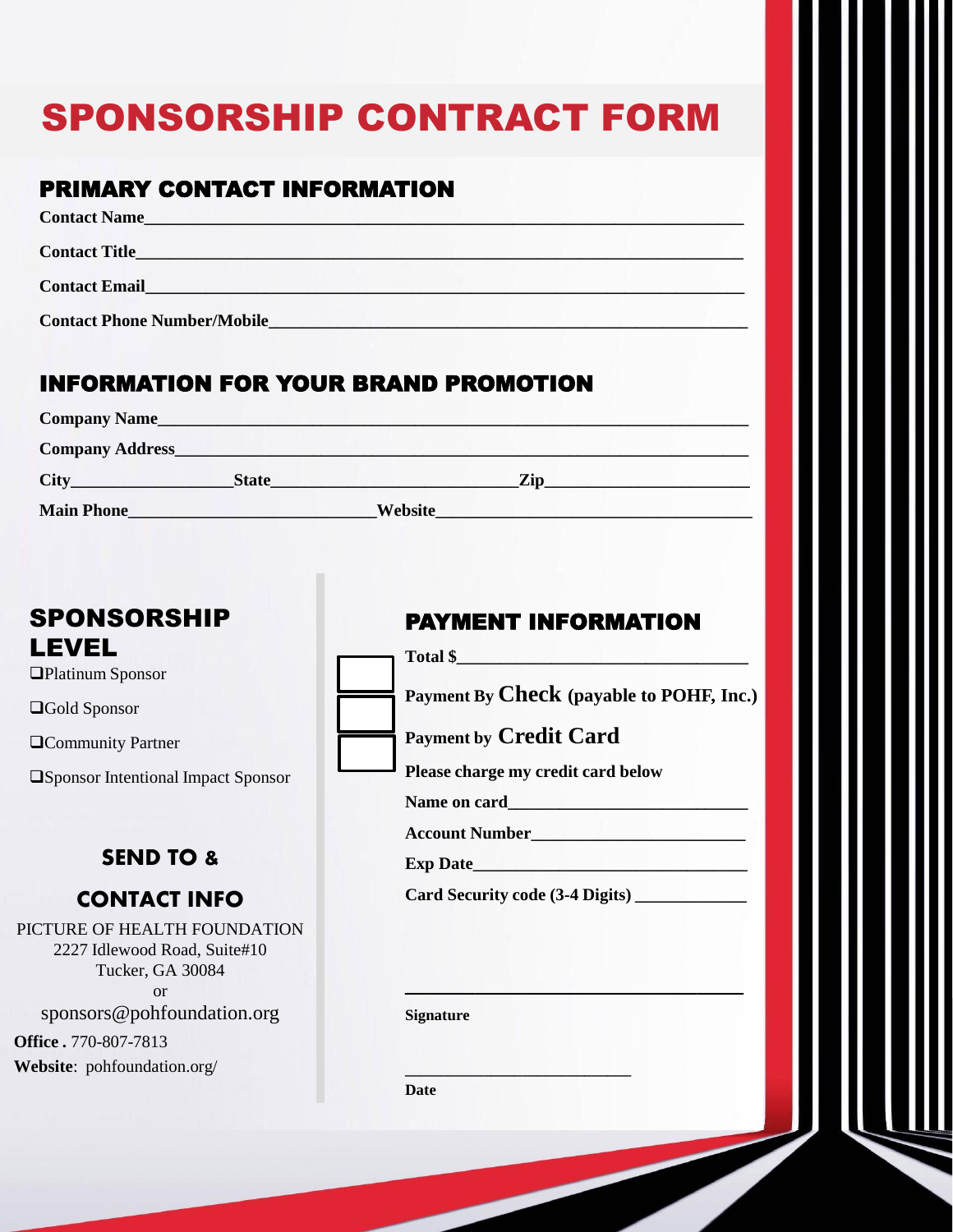# SPONSORSHIP CONTRACT FORM

## PRIMARY CONTACT INFORMATION

**Contact Name**___________________________________________________________________

**Contact Title**___________________________________________________________________

**Contact Email**___________________________________________________________________

**Contact Phone Number/Mobile**_____________________________________________________

## INFORMATION FOR YOUR BRAND PROMOTION

**Company Name**___________________________________________________________________

**Company Address**_________________________________________________________________

**City**__________________ **State**____________________________ **Zip**______________________

**Main Phone**____________________________ **Website**____________________________________

## SPONSORSHIP LEVEL

- ❑Platinum Sponsor
- ❑Gold Sponsor
- ❑Community Partner
- ❑Sponsor Intentional Impact Sponsor

### SEND TO & CONTACT INFO

PICTURE OF HEALTH FOUNDATION
2227 Idlewood Road, Suite#10
Tucker, GA 30084
or
sponsors@pohfoundation.org

**Office .** 770-807-7813

**Website**: pohfoundation.org/

## PAYMENT INFORMATION

**Total $**________________________________

☐ **Payment By Check (payable to POHF, Inc.)**

☐ **Payment by Credit Card**

☐ **Please charge my credit card below**

**Name on card**___________________________

**Account Number**_________________________

**Exp Date**_______________________________

**Card Security code (3-4 Digits)** ____________

______________________________________

**Signature**

___________________________

**Date**